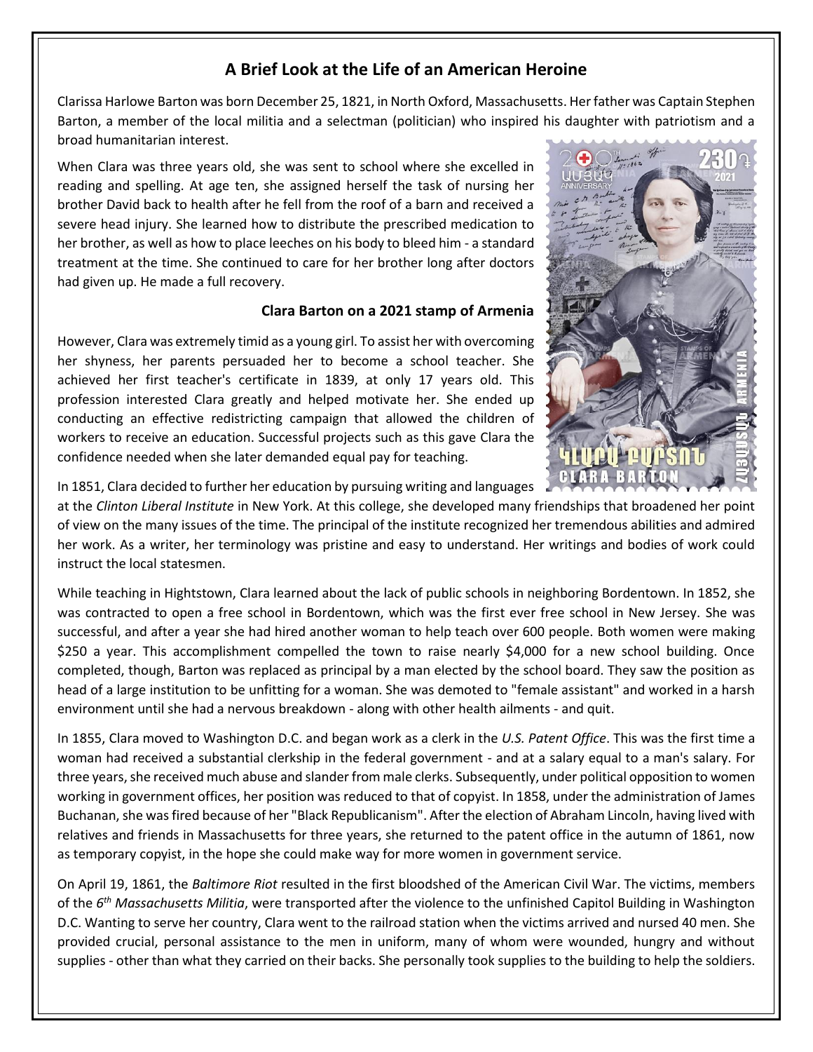# A Brief Look at the Life of an American Heroine

Clarissa Harlowe Barton was born December 25, 1821, in North Oxford, Massachusetts. Her father was Captain Stephen Barton, a member of the local militia and a selectman (politician) who inspired his daughter with patriotism and a broad humanitarian interest.

When Clara was three years old, she was sent to school where she excelled in reading and spelling. At age ten, she assigned herself the task of nursing her brother David back to health after he fell from the roof of a barn and received a severe head injury. She learned how to distribute the prescribed medication to her brother, as well as how to place leeches on his body to bleed him - a standard treatment at the time. She continued to care for her brother long after doctors had given up. He made a full recovery.

**Clara Barton on a 2021 stamp of Armenia**

However, Clara was extremely timid as a young girl. To assist her with overcoming her shyness, her parents persuaded her to become a school teacher. She achieved her first teacher's certificate in 1839, at only 17 years old. This profession interested Clara greatly and helped motivate her. She ended up conducting an effective redistricting campaign that allowed the children of workers to receive an education. Successful projects such as this gave Clara the confidence needed when she later demanded equal pay for teaching.

In 1851, Clara decided to further her education by pursuing writing and languages at the *Clinton Liberal Institute* in New York. At this college, she developed many friendships that broadened her point of view on the many issues of the time. The principal of the institute recognized her tremendous abilities and admired her work. As a writer, her terminology was pristine and easy to understand. Her writings and bodies of work could instruct the local statesmen.

While teaching in Hightstown, Clara learned about the lack of public schools in neighboring Bordentown. In 1852, she was contracted to open a free school in Bordentown, which was the first ever free school in New Jersey. She was successful, and after a year she had hired another woman to help teach over 600 people. Both women were making $250 a year. This accomplishment compelled the town to raise nearly $4,000 for a new school building. Once completed, though, Barton was replaced as principal by a man elected by the school board. They saw the position as head of a large institution to be unfitting for a woman. She was demoted to "female assistant" and worked in a harsh environment until she had a nervous breakdown - along with other health ailments - and quit.

In 1855, Clara moved to Washington D.C. and began work as a clerk in the *U.S. Patent Office*. This was the first time a woman had received a substantial clerkship in the federal government - and at a salary equal to a man's salary. For three years, she received much abuse and slander from male clerks. Subsequently, under political opposition to women working in government offices, her position was reduced to that of copyist. In 1858, under the administration of James Buchanan, she was fired because of her "Black Republicanism". After the election of Abraham Lincoln, having lived with relatives and friends in Massachusetts for three years, she returned to the patent office in the autumn of 1861, now as temporary copyist, in the hope she could make way for more women in government service.

On April 19, 1861, the *Baltimore Riot* resulted in the first bloodshed of the American Civil War. The victims, members of the *6th Massachusetts Militia*, were transported after the violence to the unfinished Capitol Building in Washington D.C. Wanting to serve her country, Clara went to the railroad station when the victims arrived and nursed 40 men. She provided crucial, personal assistance to the men in uniform, many of whom were wounded, hungry and without supplies - other than what they carried on their backs. She personally took supplies to the building to help the soldiers.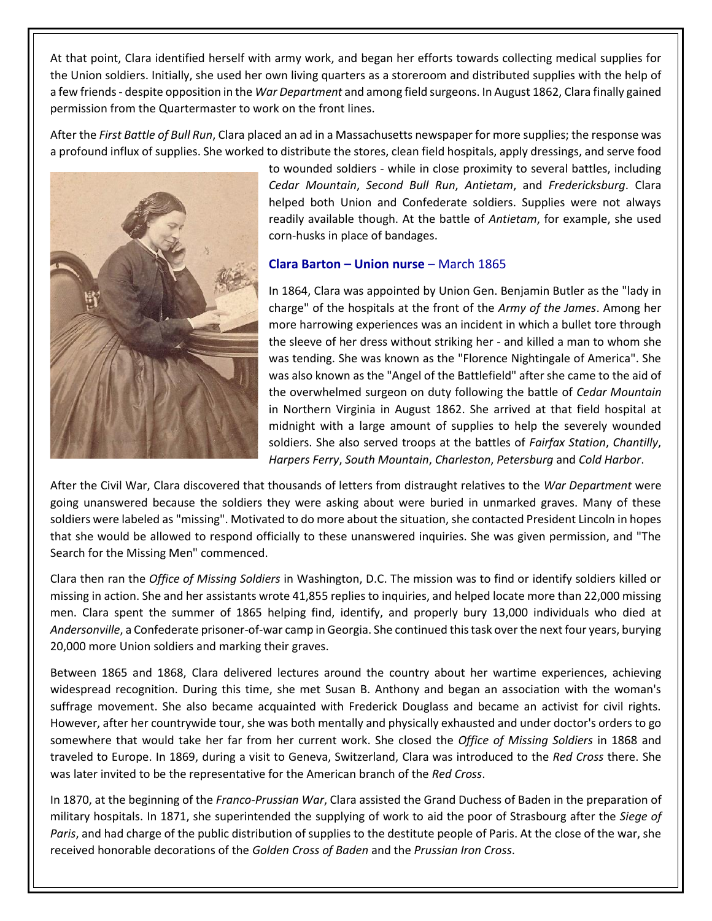At that point, Clara identified herself with army work, and began her efforts towards collecting medical supplies for the Union soldiers. Initially, she used her own living quarters as a storeroom and distributed supplies with the help of a few friends - despite opposition in the *War Department* and among field surgeons. In August 1862, Clara finally gained permission from the Quartermaster to work on the front lines.

After the *First Battle of Bull Run*, Clara placed an ad in a Massachusetts newspaper for more supplies; the response was a profound influx of supplies. She worked to distribute the stores, clean field hospitals, apply dressings, and serve food to wounded soldiers - while in close proximity to several battles, including *Cedar Mountain*, *Second Bull Run*, *Antietam*, and *Fredericksburg*. Clara helped both Union and Confederate soldiers. Supplies were not always readily available though. At the battle of *Antietam*, for example, she used corn-husks in place of bandages.

**Clara Barton – Union nurse** – March 1865

In 1864, Clara was appointed by Union Gen. Benjamin Butler as the "lady in charge" of the hospitals at the front of the *Army of the James*. Among her more harrowing experiences was an incident in which a bullet tore through the sleeve of her dress without striking her - and killed a man to whom she was tending. She was known as the "Florence Nightingale of America". She was also known as the "Angel of the Battlefield" after she came to the aid of the overwhelmed surgeon on duty following the battle of *Cedar Mountain* in Northern Virginia in August 1862. She arrived at that field hospital at midnight with a large amount of supplies to help the severely wounded soldiers. She also served troops at the battles of *Fairfax Station*, *Chantilly*, *Harpers Ferry*, *South Mountain*, *Charleston*, *Petersburg* and *Cold Harbor*.

After the Civil War, Clara discovered that thousands of letters from distraught relatives to the *War Department* were going unanswered because the soldiers they were asking about were buried in unmarked graves. Many of these soldiers were labeled as "missing". Motivated to do more about the situation, she contacted President Lincoln in hopes that she would be allowed to respond officially to these unanswered inquiries. She was given permission, and "The Search for the Missing Men" commenced.

Clara then ran the *Office of Missing Soldiers* in Washington, D.C. The mission was to find or identify soldiers killed or missing in action. She and her assistants wrote 41,855 replies to inquiries, and helped locate more than 22,000 missing men. Clara spent the summer of 1865 helping find, identify, and properly bury 13,000 individuals who died at *Andersonville*, a Confederate prisoner-of-war camp in Georgia. She continued this task over the next four years, burying 20,000 more Union soldiers and marking their graves.

Between 1865 and 1868, Clara delivered lectures around the country about her wartime experiences, achieving widespread recognition. During this time, she met Susan B. Anthony and began an association with the woman's suffrage movement. She also became acquainted with Frederick Douglass and became an activist for civil rights. However, after her countrywide tour, she was both mentally and physically exhausted and under doctor's orders to go somewhere that would take her far from her current work. She closed the *Office of Missing Soldiers* in 1868 and traveled to Europe. In 1869, during a visit to Geneva, Switzerland, Clara was introduced to the *Red Cross* there. She was later invited to be the representative for the American branch of the *Red Cross*.

In 1870, at the beginning of the *Franco-Prussian War*, Clara assisted the Grand Duchess of Baden in the preparation of military hospitals. In 1871, she superintended the supplying of work to aid the poor of Strasbourg after the *Siege of Paris*, and had charge of the public distribution of supplies to the destitute people of Paris. At the close of the war, she received honorable decorations of the *Golden Cross of Baden* and the *Prussian Iron Cross*.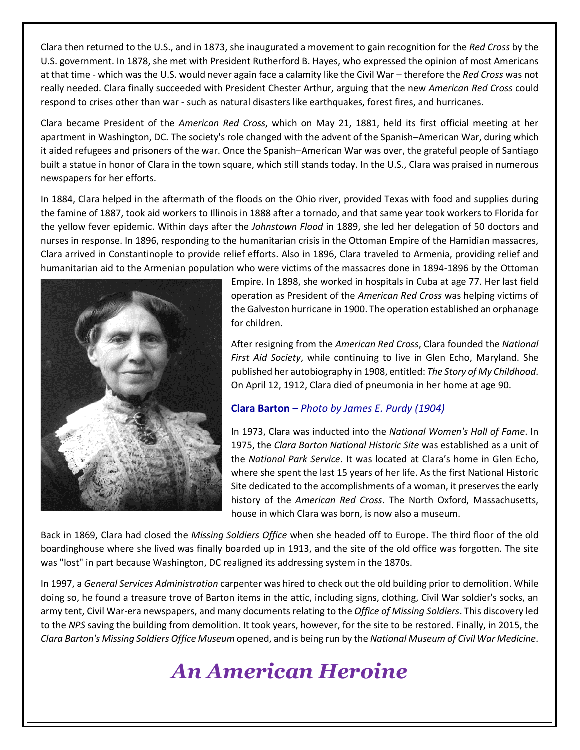Clara then returned to the U.S., and in 1873, she inaugurated a movement to gain recognition for the *Red Cross* by the U.S. government. In 1878, she met with President Rutherford B. Hayes, who expressed the opinion of most Americans at that time - which was the U.S. would never again face a calamity like the Civil War – therefore the *Red Cross* was not really needed. Clara finally succeeded with President Chester Arthur, arguing that the new *American Red Cross* could respond to crises other than war - such as natural disasters like earthquakes, forest fires, and hurricanes.

Clara became President of the *American Red Cross*, which on May 21, 1881, held its first official meeting at her apartment in Washington, DC. The society's role changed with the advent of the Spanish–American War, during which it aided refugees and prisoners of the war. Once the Spanish–American War was over, the grateful people of Santiago built a statue in honor of Clara in the town square, which still stands today. In the U.S., Clara was praised in numerous newspapers for her efforts.

In 1884, Clara helped in the aftermath of the floods on the Ohio river, provided Texas with food and supplies during the famine of 1887, took aid workers to Illinois in 1888 after a tornado, and that same year took workers to Florida for the yellow fever epidemic. Within days after the *Johnstown Flood* in 1889, she led her delegation of 50 doctors and nurses in response. In 1896, responding to the humanitarian crisis in the Ottoman Empire of the Hamidian massacres, Clara arrived in Constantinople to provide relief efforts. Also in 1896, Clara traveled to Armenia, providing relief and humanitarian aid to the Armenian population who were victims of the massacres done in 1894-1896 by the Ottoman Empire. In 1898, she worked in hospitals in Cuba at age 77. Her last field operation as President of the *American Red Cross* was helping victims of the Galveston hurricane in 1900. The operation established an orphanage for children.

After resigning from the *American Red Cross*, Clara founded the *National First Aid Society*, while continuing to live in Glen Echo, Maryland. She published her autobiography in 1908, entitled: *The Story of My Childhood*. On April 12, 1912, Clara died of pneumonia in her home at age 90.

**Clara Barton** – *Photo by James E. Purdy (1904)*

In 1973, Clara was inducted into the *National Women's Hall of Fame*. In 1975, the *Clara Barton National Historic Site* was established as a unit of the *National Park Service*. It was located at Clara's home in Glen Echo, where she spent the last 15 years of her life. As the first National Historic Site dedicated to the accomplishments of a woman, it preserves the early history of the *American Red Cross*. The North Oxford, Massachusetts, house in which Clara was born, is now also a museum.

Back in 1869, Clara had closed the *Missing Soldiers Office* when she headed off to Europe. The third floor of the old boardinghouse where she lived was finally boarded up in 1913, and the site of the old office was forgotten. The site was "lost" in part because Washington, DC realigned its addressing system in the 1870s.

In 1997, a *General Services Administration* carpenter was hired to check out the old building prior to demolition. While doing so, he found a treasure trove of Barton items in the attic, including signs, clothing, Civil War soldier's socks, an army tent, Civil War-era newspapers, and many documents relating to the *Office of Missing Soldiers*. This discovery led to the *NPS* saving the building from demolition. It took years, however, for the site to be restored. Finally, in 2015, the *Clara Barton's Missing Soldiers Office Museum* opened, and is being run by the *National Museum of Civil War Medicine*.

# *An American Heroine*